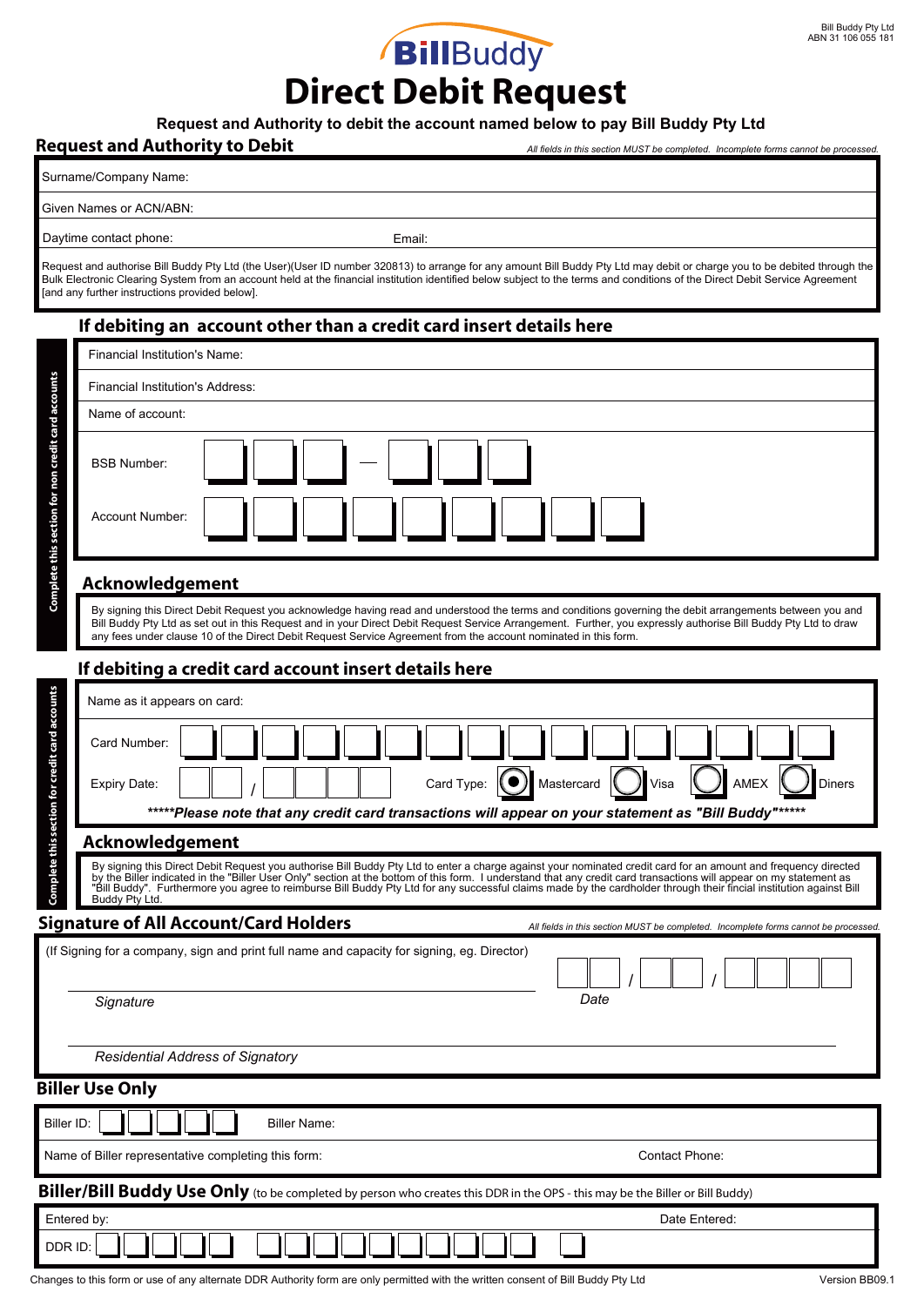Bill Buddy Pty Ltd
ABN 31 106 055 181

BillBuddy

# Direct Debit Request

**Request and Authority to debit the account named below to pay Bill Buddy Pty Ltd**

## Request and Authority to Debit

*All fields in this section MUST be completed. Incomplete forms cannot be processed.*

Surname/Company Name:

Given Names or ACN/ABN:

Daytime contact phone: Email:

Request and authorise Bill Buddy Pty Ltd (the User)(User ID number 320813) to arrange for any amount Bill Buddy Pty Ltd may debit or charge you to be debited through the Bulk Electronic Clearing System from an account held at the financial institution identified below subject to the terms and conditions of the Direct Debit Service Agreement [and any further instructions provided below].

## If debiting an account other than a credit card insert details here

*Complete this section for non credit card accounts*

Financial Institution's Name:

Financial Institution's Address:

Name of account:

BSB Number: ☐☐☐ — ☐☐☐

Account Number: ☐☐☐☐☐☐☐☐☐

### Acknowledgement

By signing this Direct Debit Request you acknowledge having read and understood the terms and conditions governing the debit arrangements between you and Bill Buddy Pty Ltd as set out in this Request and in your Direct Debit Request Service Arrangement. Further, you expressly authorise Bill Buddy Pty Ltd to draw any fees under clause 10 of the Direct Debit Request Service Agreement from the account nominated in this form.

## If debiting a credit card account insert details here

*Complete this section for credit card accounts*

Name as it appears on card:

Card Number: ☐☐☐☐☐☐☐☐☐☐☐☐☐☐☐☐

Expiry Date: ☐☐ / ☐☐☐☐

Card Type: ◉ Mastercard ◯ Visa ◯ AMEX ◯ Diners

******Please note that any credit card transactions will appear on your statement as "Bill Buddy"******

### Acknowledgement

By signing this Direct Debit Request you authorise Bill Buddy Pty Ltd to enter a charge against your nominated credit card for an amount and frequency directed by the Biller indicated in the "Biller User Only" section at the bottom of this form. I understand that any credit card transactions will appear on my statement as "Bill Buddy". Furthermore you agree to reimburse Bill Buddy Pty Ltd for any successful claims made by the cardholder through their fincial institution against Bill Buddy Pty Ltd.

## Signature of All Account/Card Holders

*All fields in this section MUST be completed. Incomplete forms cannot be processed.*

(If Signing for a company, sign and print full name and capacity for signing, eg. Director)

*Signature*

*Date* ☐☐ / ☐☐ / ☐☐☐☐

*Residential Address of Signatory*

## Biller Use Only

Biller ID: ☐☐☐☐☐ Biller Name:

Name of Biller representative completing this form: Contact Phone:

## Biller/Bill Buddy Use Only (to be completed by person who creates this DDR in the OPS - this may be the Biller or Bill Buddy)

Entered by: Date Entered:

DDR ID: ☐☐☐☐☐ ☐☐☐☐☐☐☐☐☐ ☐

Changes to this form or use of any alternate DDR Authority form are only permitted with the written consent of Bill Buddy Pty Ltd

Version BB09.1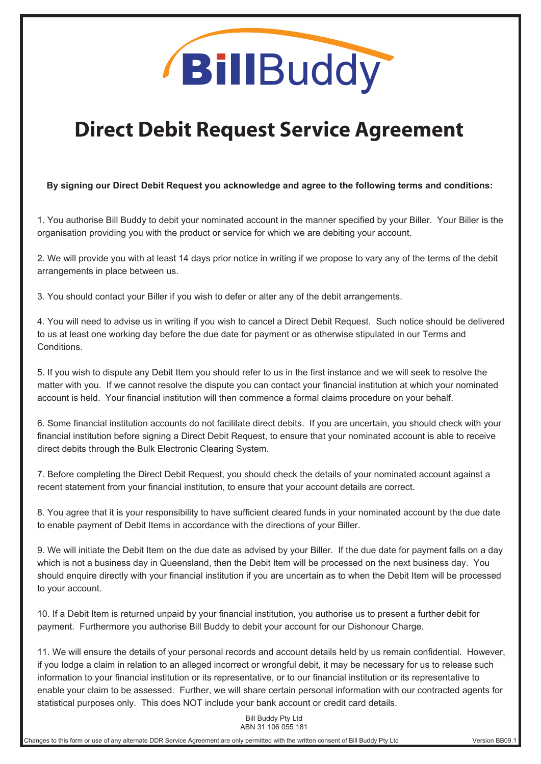# Direct Debit Request Service Agreement

**By signing our Direct Debit Request you acknowledge and agree to the following terms and conditions:**

1. You authorise Bill Buddy to debit your nominated account in the manner specified by your Biller. Your Biller is the organisation providing you with the product or service for which we are debiting your account.

2. We will provide you with at least 14 days prior notice in writing if we propose to vary any of the terms of the debit arrangements in place between us.

3. You should contact your Biller if you wish to defer or alter any of the debit arrangements.

4. You will need to advise us in writing if you wish to cancel a Direct Debit Request. Such notice should be delivered to us at least one working day before the due date for payment or as otherwise stipulated in our Terms and Conditions.

5. If you wish to dispute any Debit Item you should refer to us in the first instance and we will seek to resolve the matter with you. If we cannot resolve the dispute you can contact your financial institution at which your nominated account is held. Your financial institution will then commence a formal claims procedure on your behalf.

6. Some financial institution accounts do not facilitate direct debits. If you are uncertain, you should check with your financial institution before signing a Direct Debit Request, to ensure that your nominated account is able to receive direct debits through the Bulk Electronic Clearing System.

7. Before completing the Direct Debit Request, you should check the details of your nominated account against a recent statement from your financial institution, to ensure that your account details are correct.

8. You agree that it is your responsibility to have sufficient cleared funds in your nominated account by the due date to enable payment of Debit Items in accordance with the directions of your Biller.

9. We will initiate the Debit Item on the due date as advised by your Biller. If the due date for payment falls on a day which is not a business day in Queensland, then the Debit Item will be processed on the next business day. You should enquire directly with your financial institution if you are uncertain as to when the Debit Item will be processed to your account.

10. If a Debit Item is returned unpaid by your financial institution, you authorise us to present a further debit for payment. Furthermore you authorise Bill Buddy to debit your account for our Dishonour Charge.

11. We will ensure the details of your personal records and account details held by us remain confidential. However, if you lodge a claim in relation to an alleged incorrect or wrongful debit, it may be necessary for us to release such information to your financial institution or its representative, or to our financial institution or its representative to enable your claim to be assessed. Further, we will share certain personal information with our contracted agents for statistical purposes only. This does NOT include your bank account or credit card details.

Bill Buddy Pty Ltd
ABN 31 106 055 181

Changes to this form or use of any alternate DDR Service Agreement are only permitted with the written consent of Bill Buddy Pty Ltd

Version BB09.1